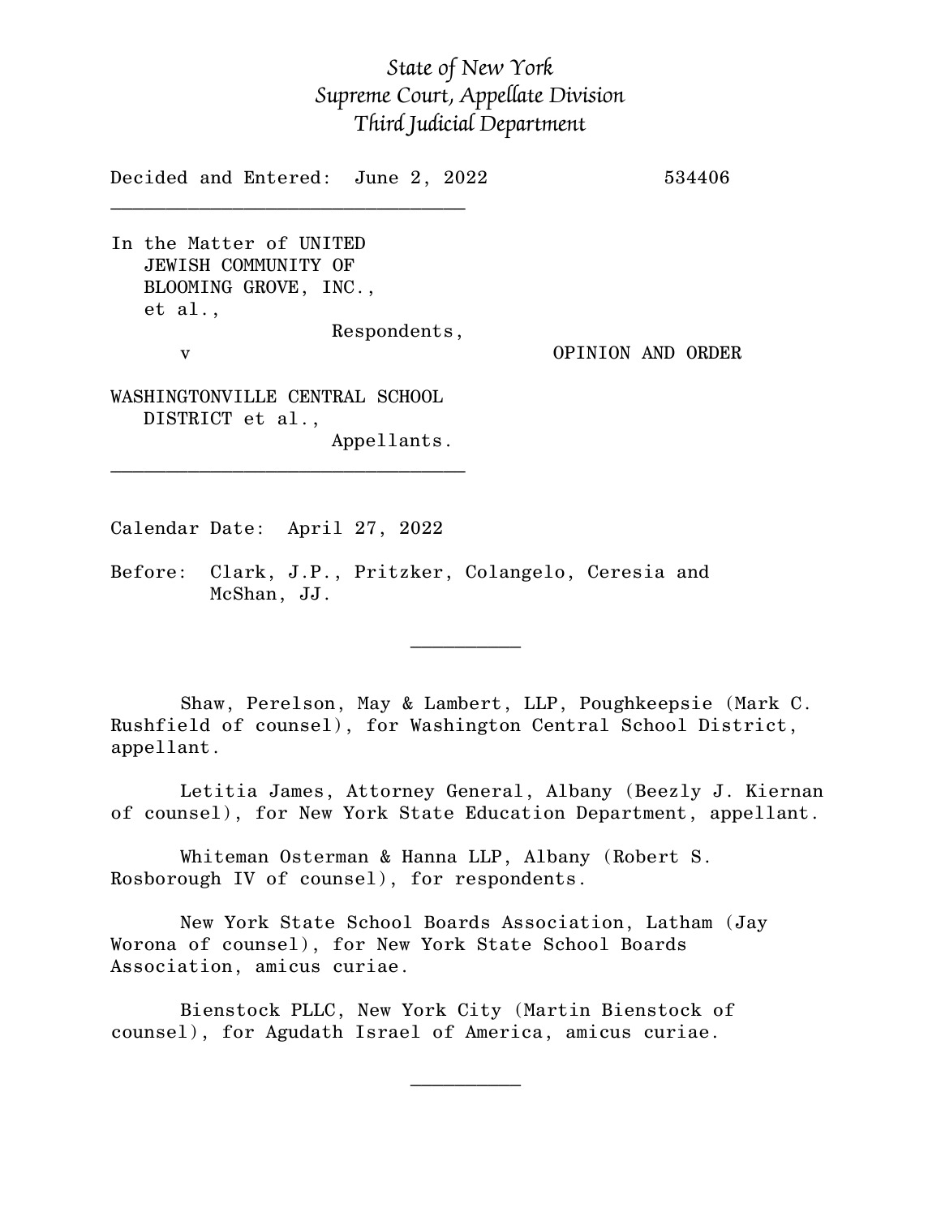*State of New York*
*Supreme Court, Appellate Division*
*Third Judicial Department*

Decided and Entered: June 2, 2022 534406

---

In the Matter of UNITED JEWISH COMMUNITY OF BLOOMING GROVE, INC., et al.,
Respondents,

v

WASHINGTONVILLE CENTRAL SCHOOL DISTRICT et al.,
Appellants.

OPINION AND ORDER

---

Calendar Date: April 27, 2022

Before: Clark, J.P., Pritzker, Colangelo, Ceresia and McShan, JJ.

---

Shaw, Perelson, May & Lambert, LLP, Poughkeepsie (Mark C. Rushfield of counsel), for Washington Central School District, appellant.

Letitia James, Attorney General, Albany (Beezly J. Kiernan of counsel), for New York State Education Department, appellant.

Whiteman Osterman & Hanna LLP, Albany (Robert S. Rosborough IV of counsel), for respondents.

New York State School Boards Association, Latham (Jay Worona of counsel), for New York State School Boards Association, amicus curiae.

Bienstock PLLC, New York City (Martin Bienstock of counsel), for Agudath Israel of America, amicus curiae.

---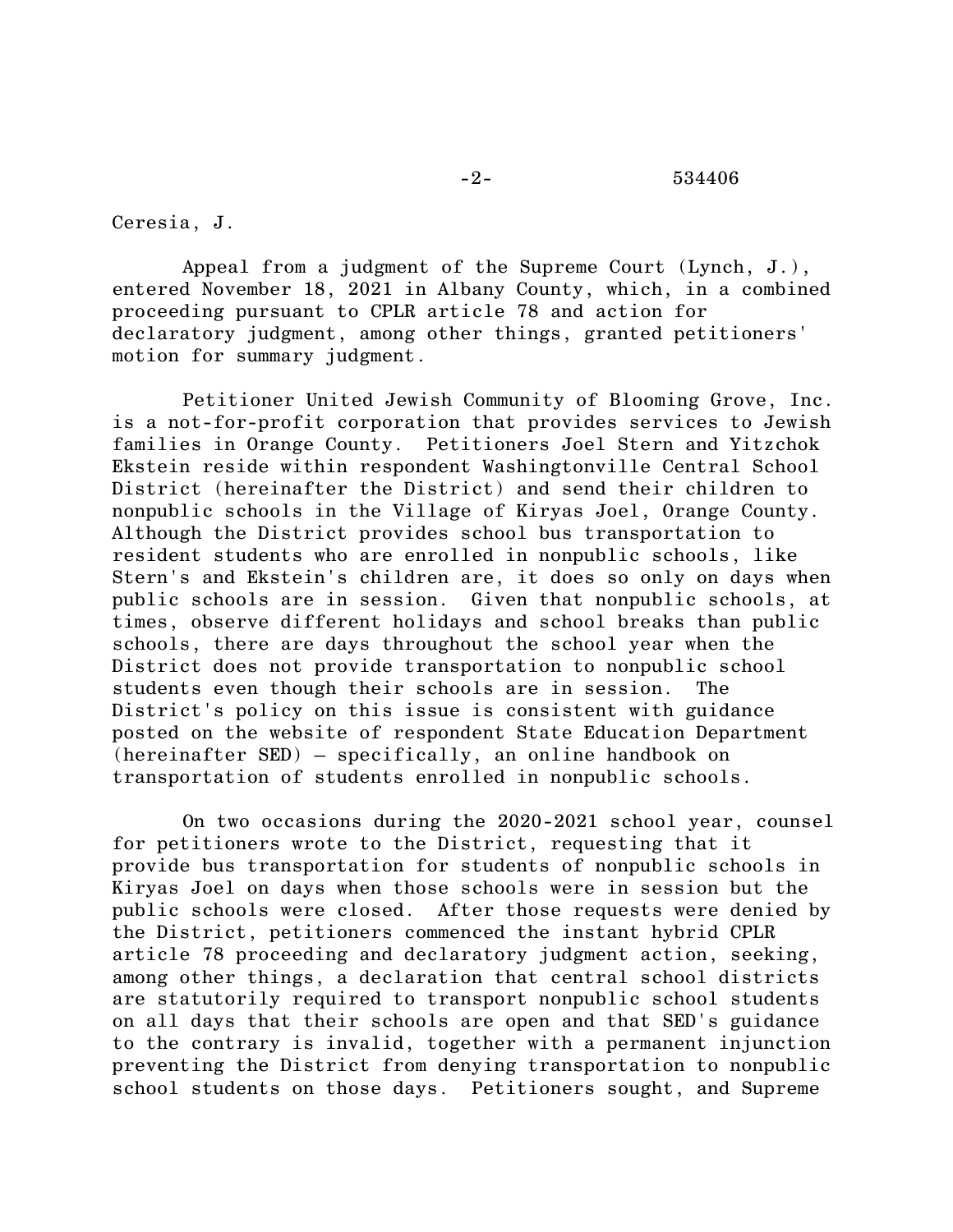Ceresia, J.

Appeal from a judgment of the Supreme Court (Lynch, J.), entered November 18, 2021 in Albany County, which, in a combined proceeding pursuant to CPLR article 78 and action for declaratory judgment, among other things, granted petitioners' motion for summary judgment.

Petitioner United Jewish Community of Blooming Grove, Inc. is a not-for-profit corporation that provides services to Jewish families in Orange County. Petitioners Joel Stern and Yitzchok Ekstein reside within respondent Washingtonville Central School District (hereinafter the District) and send their children to nonpublic schools in the Village of Kiryas Joel, Orange County. Although the District provides school bus transportation to resident students who are enrolled in nonpublic schools, like Stern's and Ekstein's children are, it does so only on days when public schools are in session. Given that nonpublic schools, at times, observe different holidays and school breaks than public schools, there are days throughout the school year when the District does not provide transportation to nonpublic school students even though their schools are in session. The District's policy on this issue is consistent with guidance posted on the website of respondent State Education Department (hereinafter SED) – specifically, an online handbook on transportation of students enrolled in nonpublic schools.

On two occasions during the 2020-2021 school year, counsel for petitioners wrote to the District, requesting that it provide bus transportation for students of nonpublic schools in Kiryas Joel on days when those schools were in session but the public schools were closed. After those requests were denied by the District, petitioners commenced the instant hybrid CPLR article 78 proceeding and declaratory judgment action, seeking, among other things, a declaration that central school districts are statutorily required to transport nonpublic school students on all days that their schools are open and that SED's guidance to the contrary is invalid, together with a permanent injunction preventing the District from denying transportation to nonpublic school students on those days. Petitioners sought, and Supreme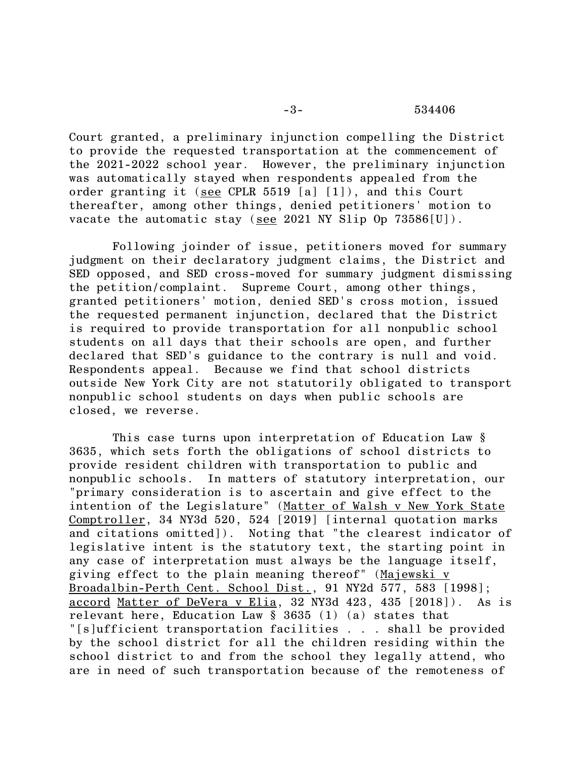Court granted, a preliminary injunction compelling the District to provide the requested transportation at the commencement of the 2021-2022 school year. However, the preliminary injunction was automatically stayed when respondents appealed from the order granting it (see CPLR 5519 [a] [1]), and this Court thereafter, among other things, denied petitioners' motion to vacate the automatic stay (see 2021 NY Slip Op 73586[U]).

Following joinder of issue, petitioners moved for summary judgment on their declaratory judgment claims, the District and SED opposed, and SED cross-moved for summary judgment dismissing the petition/complaint. Supreme Court, among other things, granted petitioners' motion, denied SED's cross motion, issued the requested permanent injunction, declared that the District is required to provide transportation for all nonpublic school students on all days that their schools are open, and further declared that SED's guidance to the contrary is null and void. Respondents appeal. Because we find that school districts outside New York City are not statutorily obligated to transport nonpublic school students on days when public schools are closed, we reverse.

This case turns upon interpretation of Education Law § 3635, which sets forth the obligations of school districts to provide resident children with transportation to public and nonpublic schools. In matters of statutory interpretation, our "primary consideration is to ascertain and give effect to the intention of the Legislature" (Matter of Walsh v New York State Comptroller, 34 NY3d 520, 524 [2019] [internal quotation marks and citations omitted]). Noting that "the clearest indicator of legislative intent is the statutory text, the starting point in any case of interpretation must always be the language itself, giving effect to the plain meaning thereof" (Majewski v Broadalbin-Perth Cent. School Dist., 91 NY2d 577, 583 [1998]; accord Matter of DeVera v Elia, 32 NY3d 423, 435 [2018]). As is relevant here, Education Law § 3635 (1) (a) states that "[s]ufficient transportation facilities . . . shall be provided by the school district for all the children residing within the school district to and from the school they legally attend, who are in need of such transportation because of the remoteness of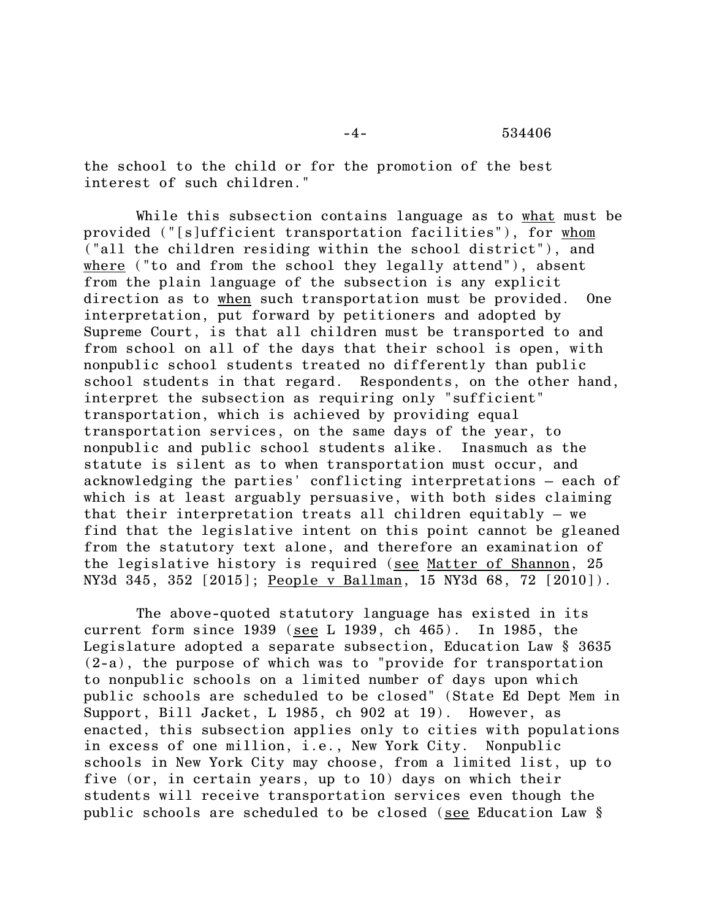the school to the child or for the promotion of the best interest of such children."

While this subsection contains language as to what must be provided ("[s]ufficient transportation facilities"), for whom ("all the children residing within the school district"), and where ("to and from the school they legally attend"), absent from the plain language of the subsection is any explicit direction as to when such transportation must be provided. One interpretation, put forward by petitioners and adopted by Supreme Court, is that all children must be transported to and from school on all of the days that their school is open, with nonpublic school students treated no differently than public school students in that regard. Respondents, on the other hand, interpret the subsection as requiring only "sufficient" transportation, which is achieved by providing equal transportation services, on the same days of the year, to nonpublic and public school students alike. Inasmuch as the statute is silent as to when transportation must occur, and acknowledging the parties' conflicting interpretations – each of which is at least arguably persuasive, with both sides claiming that their interpretation treats all children equitably – we find that the legislative intent on this point cannot be gleaned from the statutory text alone, and therefore an examination of the legislative history is required (see Matter of Shannon, 25 NY3d 345, 352 [2015]; People v Ballman, 15 NY3d 68, 72 [2010]).

The above-quoted statutory language has existed in its current form since 1939 (see L 1939, ch 465). In 1985, the Legislature adopted a separate subsection, Education Law § 3635 (2-a), the purpose of which was to "provide for transportation to nonpublic schools on a limited number of days upon which public schools are scheduled to be closed" (State Ed Dept Mem in Support, Bill Jacket, L 1985, ch 902 at 19). However, as enacted, this subsection applies only to cities with populations in excess of one million, i.e., New York City. Nonpublic schools in New York City may choose, from a limited list, up to five (or, in certain years, up to 10) days on which their students will receive transportation services even though the public schools are scheduled to be closed (see Education Law §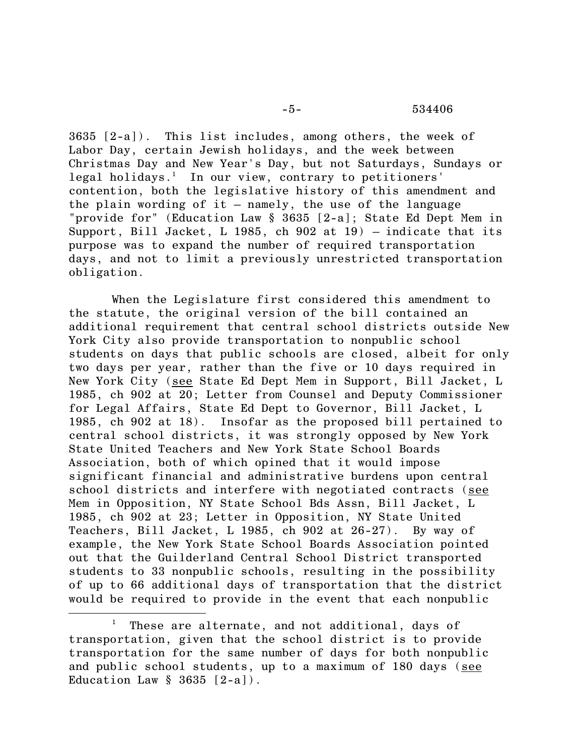3635 [2-a]). This list includes, among others, the week of Labor Day, certain Jewish holidays, and the week between Christmas Day and New Year's Day, but not Saturdays, Sundays or legal holidays.[1] In our view, contrary to petitioners' contention, both the legislative history of this amendment and the plain wording of it – namely, the use of the language "provide for" (Education Law § 3635 [2-a]; State Ed Dept Mem in Support, Bill Jacket, L 1985, ch 902 at 19) – indicate that its purpose was to expand the number of required transportation days, and not to limit a previously unrestricted transportation obligation.

When the Legislature first considered this amendment to the statute, the original version of the bill contained an additional requirement that central school districts outside New York City also provide transportation to nonpublic school students on days that public schools are closed, albeit for only two days per year, rather than the five or 10 days required in New York City (see State Ed Dept Mem in Support, Bill Jacket, L 1985, ch 902 at 20; Letter from Counsel and Deputy Commissioner for Legal Affairs, State Ed Dept to Governor, Bill Jacket, L 1985, ch 902 at 18). Insofar as the proposed bill pertained to central school districts, it was strongly opposed by New York State United Teachers and New York State School Boards Association, both of which opined that it would impose significant financial and administrative burdens upon central school districts and interfere with negotiated contracts (see Mem in Opposition, NY State School Bds Assn, Bill Jacket, L 1985, ch 902 at 23; Letter in Opposition, NY State United Teachers, Bill Jacket, L 1985, ch 902 at 26-27). By way of example, the New York State School Boards Association pointed out that the Guilderland Central School District transported students to 33 nonpublic schools, resulting in the possibility of up to 66 additional days of transportation that the district would be required to provide in the event that each nonpublic

---

[1] These are alternate, and not additional, days of transportation, given that the school district is to provide transportation for the same number of days for both nonpublic and public school students, up to a maximum of 180 days (see Education Law § 3635 [2-a]).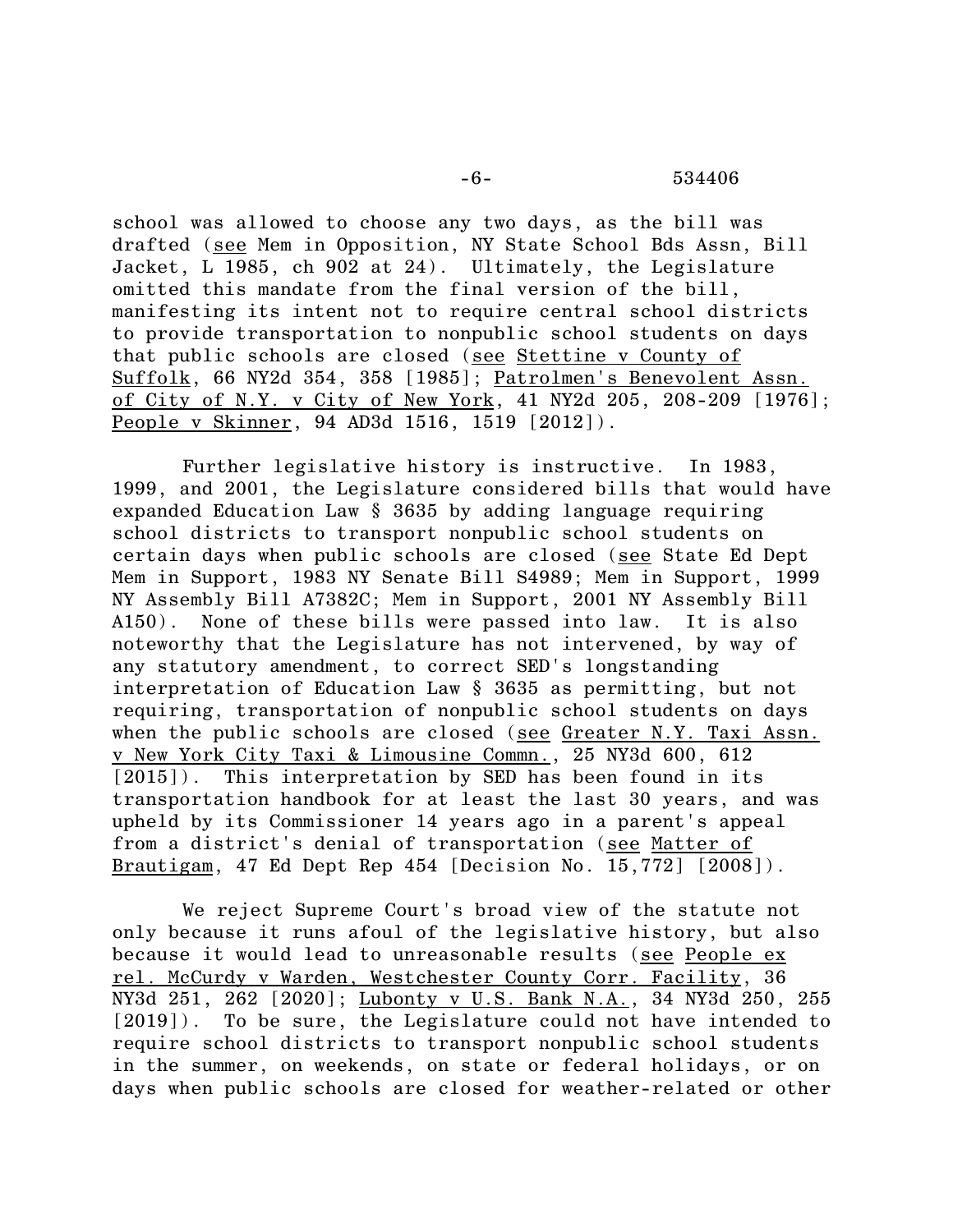school was allowed to choose any two days, as the bill was drafted (see Mem in Opposition, NY State School Bds Assn, Bill Jacket, L 1985, ch 902 at 24). Ultimately, the Legislature omitted this mandate from the final version of the bill, manifesting its intent not to require central school districts to provide transportation to nonpublic school students on days that public schools are closed (see Stettine v County of Suffolk, 66 NY2d 354, 358 [1985]; Patrolmen's Benevolent Assn. of City of N.Y. v City of New York, 41 NY2d 205, 208-209 [1976]; People v Skinner, 94 AD3d 1516, 1519 [2012]).

Further legislative history is instructive. In 1983, 1999, and 2001, the Legislature considered bills that would have expanded Education Law § 3635 by adding language requiring school districts to transport nonpublic school students on certain days when public schools are closed (see State Ed Dept Mem in Support, 1983 NY Senate Bill S4989; Mem in Support, 1999 NY Assembly Bill A7382C; Mem in Support, 2001 NY Assembly Bill A150). None of these bills were passed into law. It is also noteworthy that the Legislature has not intervened, by way of any statutory amendment, to correct SED's longstanding interpretation of Education Law § 3635 as permitting, but not requiring, transportation of nonpublic school students on days when the public schools are closed (see Greater N.Y. Taxi Assn. v New York City Taxi & Limousine Commn., 25 NY3d 600, 612 [2015]). This interpretation by SED has been found in its transportation handbook for at least the last 30 years, and was upheld by its Commissioner 14 years ago in a parent's appeal from a district's denial of transportation (see Matter of Brautigam, 47 Ed Dept Rep 454 [Decision No. 15,772] [2008]).

We reject Supreme Court's broad view of the statute not only because it runs afoul of the legislative history, but also because it would lead to unreasonable results (see People ex rel. McCurdy v Warden, Westchester County Corr. Facility, 36 NY3d 251, 262 [2020]; Lubonty v U.S. Bank N.A., 34 NY3d 250, 255 [2019]). To be sure, the Legislature could not have intended to require school districts to transport nonpublic school students in the summer, on weekends, on state or federal holidays, or on days when public schools are closed for weather-related or other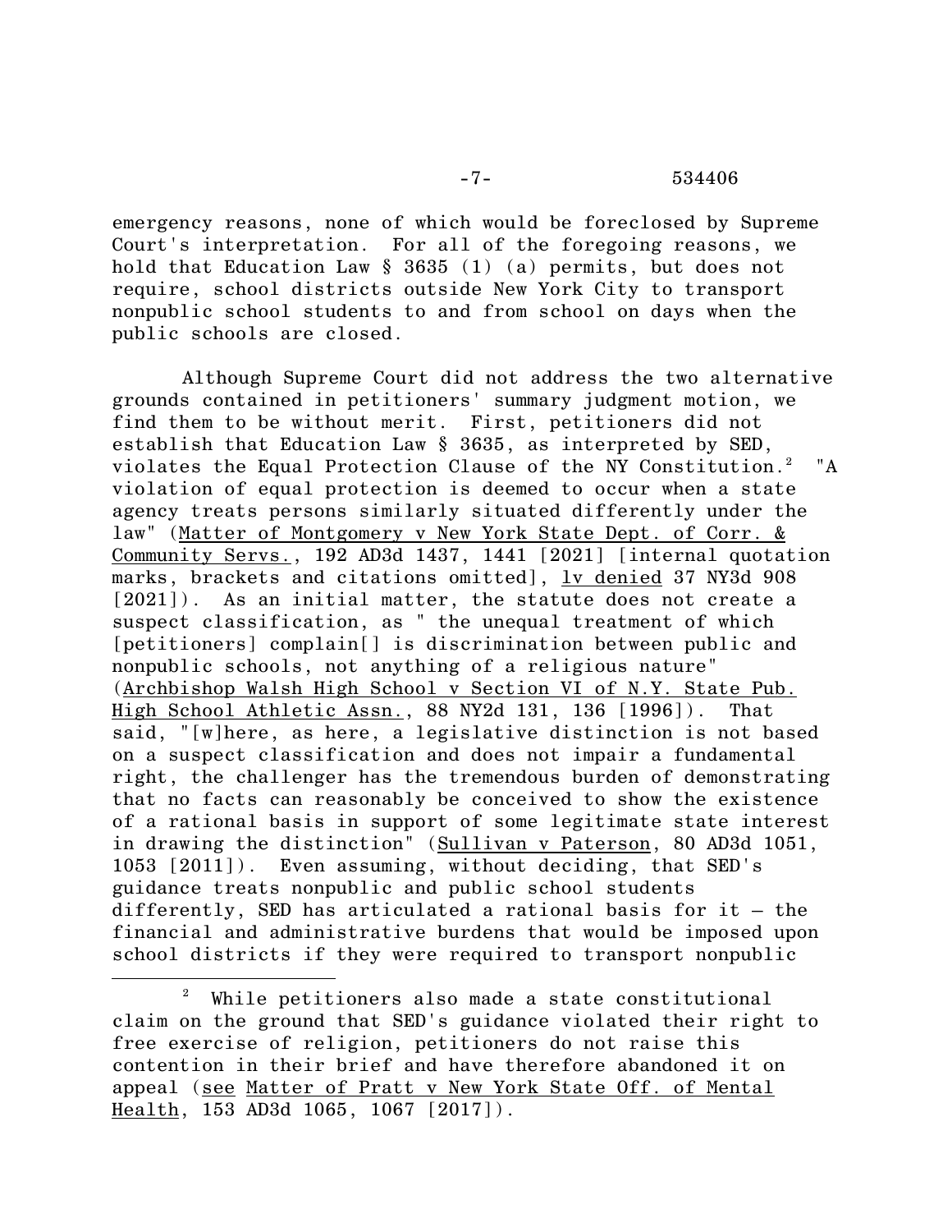emergency reasons, none of which would be foreclosed by Supreme Court's interpretation. For all of the foregoing reasons, we hold that Education Law § 3635 (1) (a) permits, but does not require, school districts outside New York City to transport nonpublic school students to and from school on days when the public schools are closed.

Although Supreme Court did not address the two alternative grounds contained in petitioners' summary judgment motion, we find them to be without merit. First, petitioners did not establish that Education Law § 3635, as interpreted by SED, violates the Equal Protection Clause of the NY Constitution.[2] "A violation of equal protection is deemed to occur when a state agency treats persons similarly situated differently under the law" (Matter of Montgomery v New York State Dept. of Corr. & Community Servs., 192 AD3d 1437, 1441 [2021] [internal quotation marks, brackets and citations omitted], lv denied 37 NY3d 908 [2021]). As an initial matter, the statute does not create a suspect classification, as " the unequal treatment of which [petitioners] complain[] is discrimination between public and nonpublic schools, not anything of a religious nature" (Archbishop Walsh High School v Section VI of N.Y. State Pub. High School Athletic Assn., 88 NY2d 131, 136 [1996]). That said, "[w]here, as here, a legislative distinction is not based on a suspect classification and does not impair a fundamental right, the challenger has the tremendous burden of demonstrating that no facts can reasonably be conceived to show the existence of a rational basis in support of some legitimate state interest in drawing the distinction" (Sullivan v Paterson, 80 AD3d 1051, 1053 [2011]). Even assuming, without deciding, that SED's guidance treats nonpublic and public school students differently, SED has articulated a rational basis for it – the financial and administrative burdens that would be imposed upon school districts if they were required to transport nonpublic

---

[2] While petitioners also made a state constitutional claim on the ground that SED's guidance violated their right to free exercise of religion, petitioners do not raise this contention in their brief and have therefore abandoned it on appeal (see Matter of Pratt v New York State Off. of Mental Health, 153 AD3d 1065, 1067 [2017]).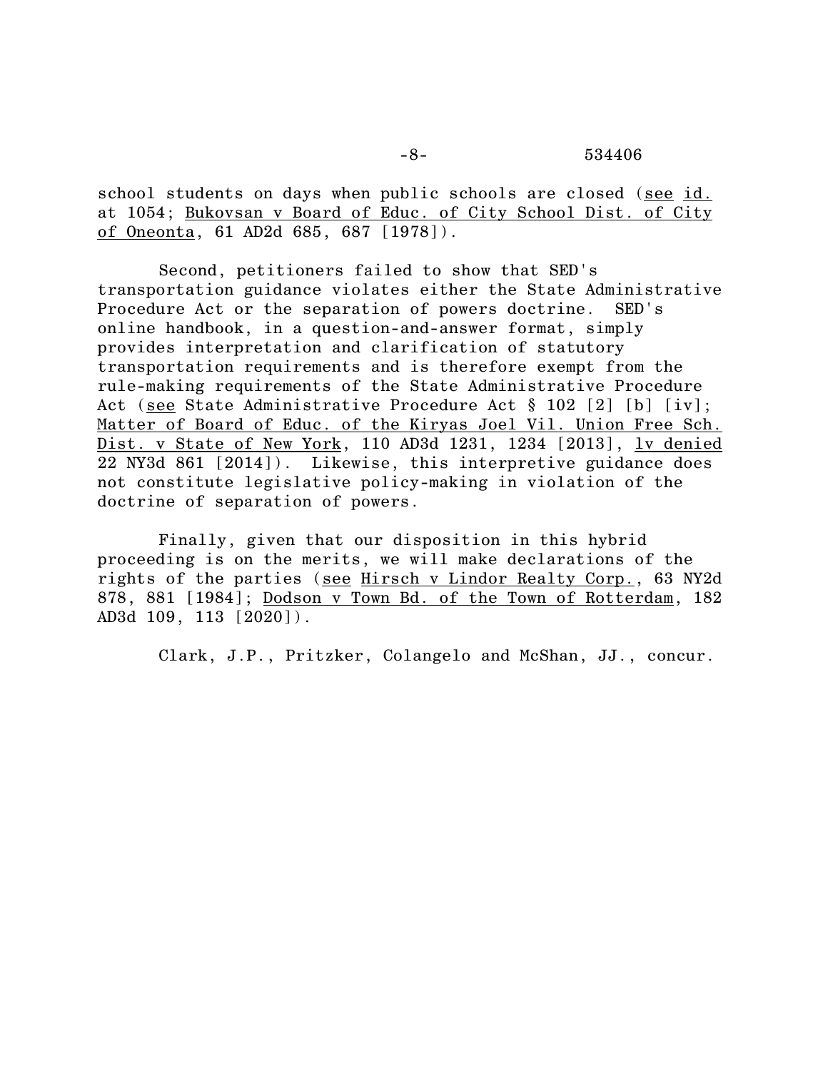school students on days when public schools are closed (see id. at 1054; Bukovsan v Board of Educ. of City School Dist. of City of Oneonta, 61 AD2d 685, 687 [1978]).

Second, petitioners failed to show that SED's transportation guidance violates either the State Administrative Procedure Act or the separation of powers doctrine. SED's online handbook, in a question-and-answer format, simply provides interpretation and clarification of statutory transportation requirements and is therefore exempt from the rule-making requirements of the State Administrative Procedure Act (see State Administrative Procedure Act § 102 [2] [b] [iv]; Matter of Board of Educ. of the Kiryas Joel Vil. Union Free Sch. Dist. v State of New York, 110 AD3d 1231, 1234 [2013], lv denied 22 NY3d 861 [2014]). Likewise, this interpretive guidance does not constitute legislative policy-making in violation of the doctrine of separation of powers.

Finally, given that our disposition in this hybrid proceeding is on the merits, we will make declarations of the rights of the parties (see Hirsch v Lindor Realty Corp., 63 NY2d 878, 881 [1984]; Dodson v Town Bd. of the Town of Rotterdam, 182 AD3d 109, 113 [2020]).

Clark, J.P., Pritzker, Colangelo and McShan, JJ., concur.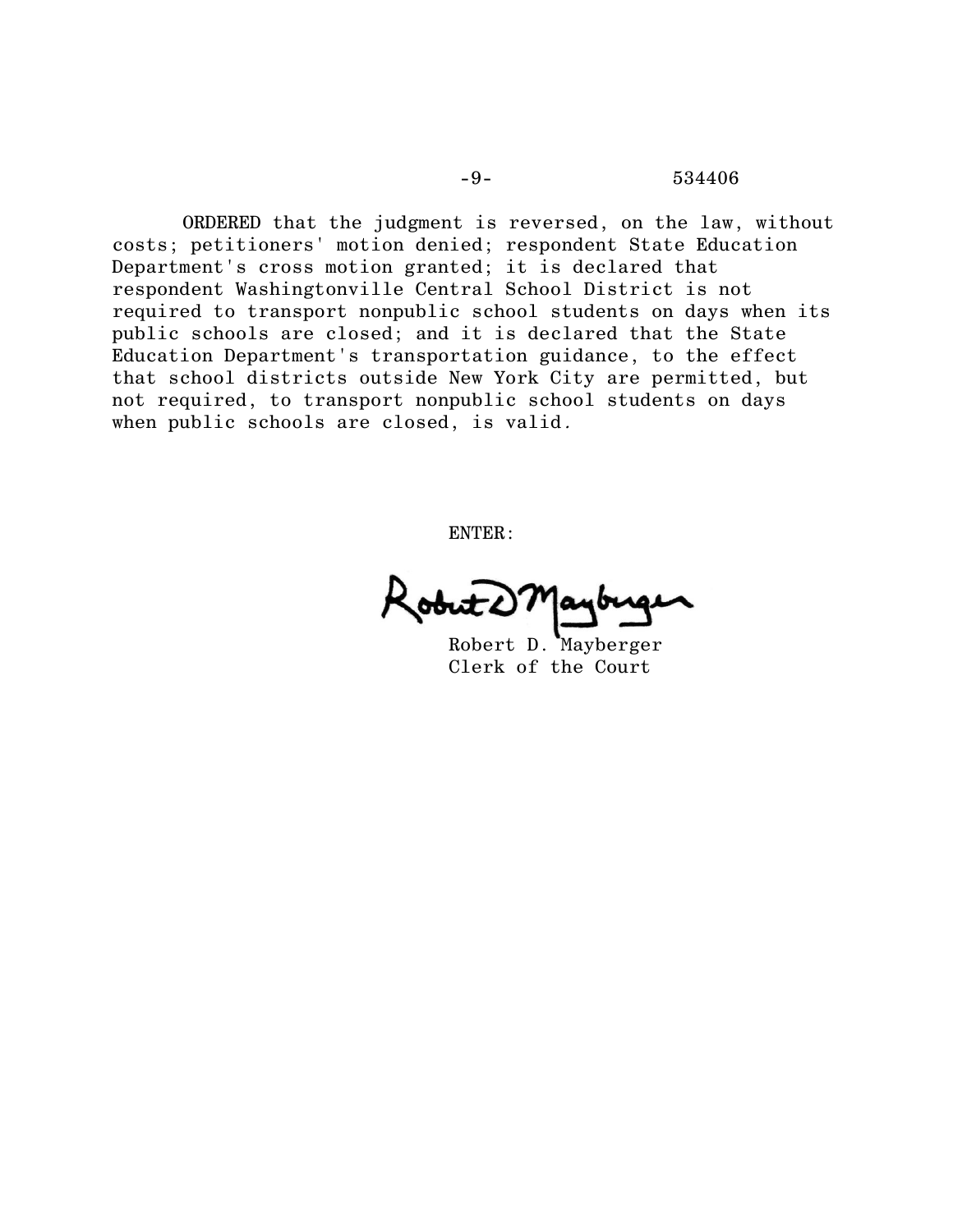ORDERED that the judgment is reversed, on the law, without costs; petitioners' motion denied; respondent State Education Department's cross motion granted; it is declared that respondent Washingtonville Central School District is not required to transport nonpublic school students on days when its public schools are closed; and it is declared that the State Education Department's transportation guidance, to the effect that school districts outside New York City are permitted, but not required, to transport nonpublic school students on days when public schools are closed, is valid.

ENTER:

Robert D. Mayberger
Clerk of the Court